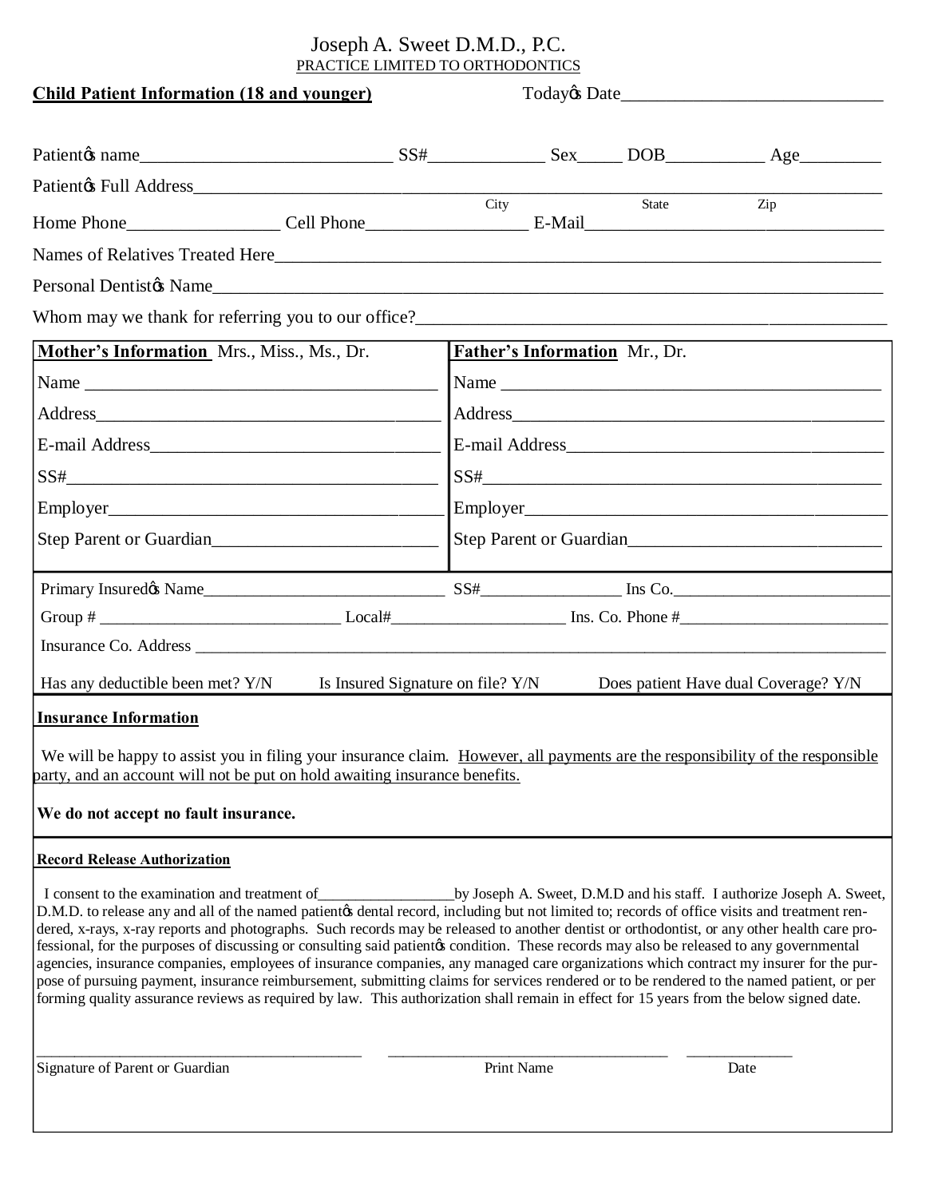Joseph A. Sweet D.M.D., P.C.

PRACTICE LIMITED TO ORTHODONTICS

**Child Patient Information (18 and younger)** Todayǿs Date_____________________________

Patientǿs name___________________________ SS#_____________ Sex_____ DOB___________ Age_________

Patientǿs Full Address_________________________________________________________________________
City State Zip

Home Phone_________________ Cell Phone__________________ E-Mail__________________________________

Names of Relatives Treated Here_____________________________________________________________________

Personal Dentistǿs Name____________________________________________________________________________

Whom may we thank for referring you to our office?_____________________________________________________

| **Mother's Information** Mrs., Miss., Ms., Dr. | **Father's Information** Mr., Dr. |
|---|---|
| Name _______________________________________ | Name ___________________________________________ |
| Address______________________________________ | Address_________________________________________ |
| E-mail Address________________________________ | E-mail Address___________________________________ |
| SS#__________________________________________ | SS#_____________________________________________ |
| Employer_____________________________________ | Employer________________________________________ |
| Step Parent or Guardian________________________ | Step Parent or Guardian___________________________ |

Primary Insuredǿs Name______________________________ SS#________________ Ins Co.__________________________

Group # _____________________________ Local#_____________________ Ins. Co. Phone #_________________________

Insurance Co. Address ___________________________________________________________________________________

Has any deductible been met? Y/N Is Insured Signature on file? Y/N Does patient Have dual Coverage? Y/N

**Insurance Information**

We will be happy to assist you in filing your insurance claim. However, all payments are the responsibility of the responsible party, and an account will not be put on hold awaiting insurance benefits.

**We do not accept no fault insurance.**

**Record Release Authorization**

I consent to the examination and treatment of_________________by Joseph A. Sweet, D.M.D and his staff. I authorize Joseph A. Sweet, D.M.D. to release any and all of the named patientǿs dental record, including but not limited to; records of office visits and treatment rendered, x-rays, x-ray reports and photographs. Such records may be released to another dentist or orthodontist, or any other health care professional, for the purposes of discussing or consulting said patientǿs condition. These records may also be released to any governmental agencies, insurance companies, employees of insurance companies, any managed care organizations which contract my insurer for the purpose of pursuing payment, insurance reimbursement, submitting claims for services rendered or to be rendered to the named patient, or per forming quality assurance reviews as required by law. This authorization shall remain in effect for 15 years from the below signed date.

_________________________________________ ___________________________________ _____________

Signature of Parent or Guardian Print Name Date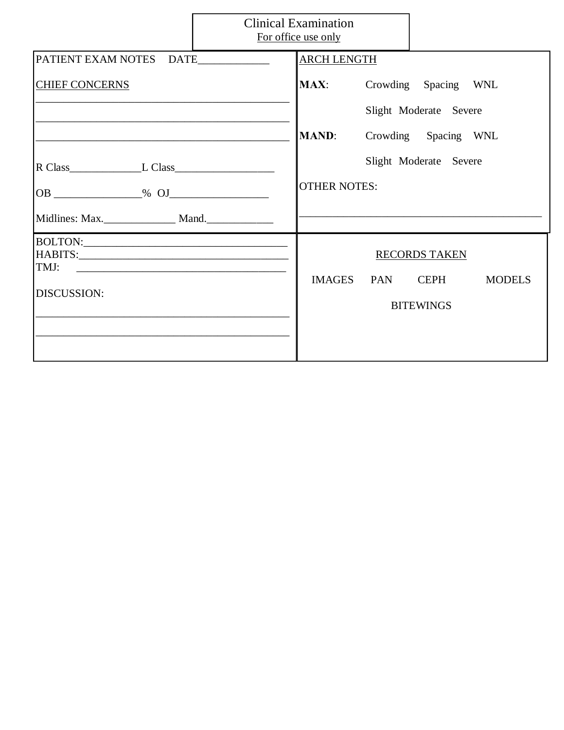Clinical Examination
For office use only

| | |
|---|---|
| PATIENT EXAM NOTES DATE_____________<br><br>CHIEF CONCERNS<br>______________________________________________<br>______________________________________________<br>______________________________________________<br><br>R Class_____________L Class__________________<br><br>OB ________________% OJ__________________<br><br>Midlines: Max._____________ Mand.____________ | ARCH LENGTH<br><br>**MAX**: Crowding Spacing WNL<br><br>Slight Moderate Severe<br><br>**MAND**: Crowding Spacing WNL<br><br>Slight Moderate Severe<br><br>OTHER NOTES:<br><br>______________________________________________ |
| BOLTON:______________________________________<br>HABITS:______________________________________<br>TMJ: ______________________________________<br><br>DISCUSSION:<br>______________________________________________<br>______________________________________________ | RECORDS TAKEN<br><br>IMAGES PAN CEPH MODELS<br><br>BITEWINGS |